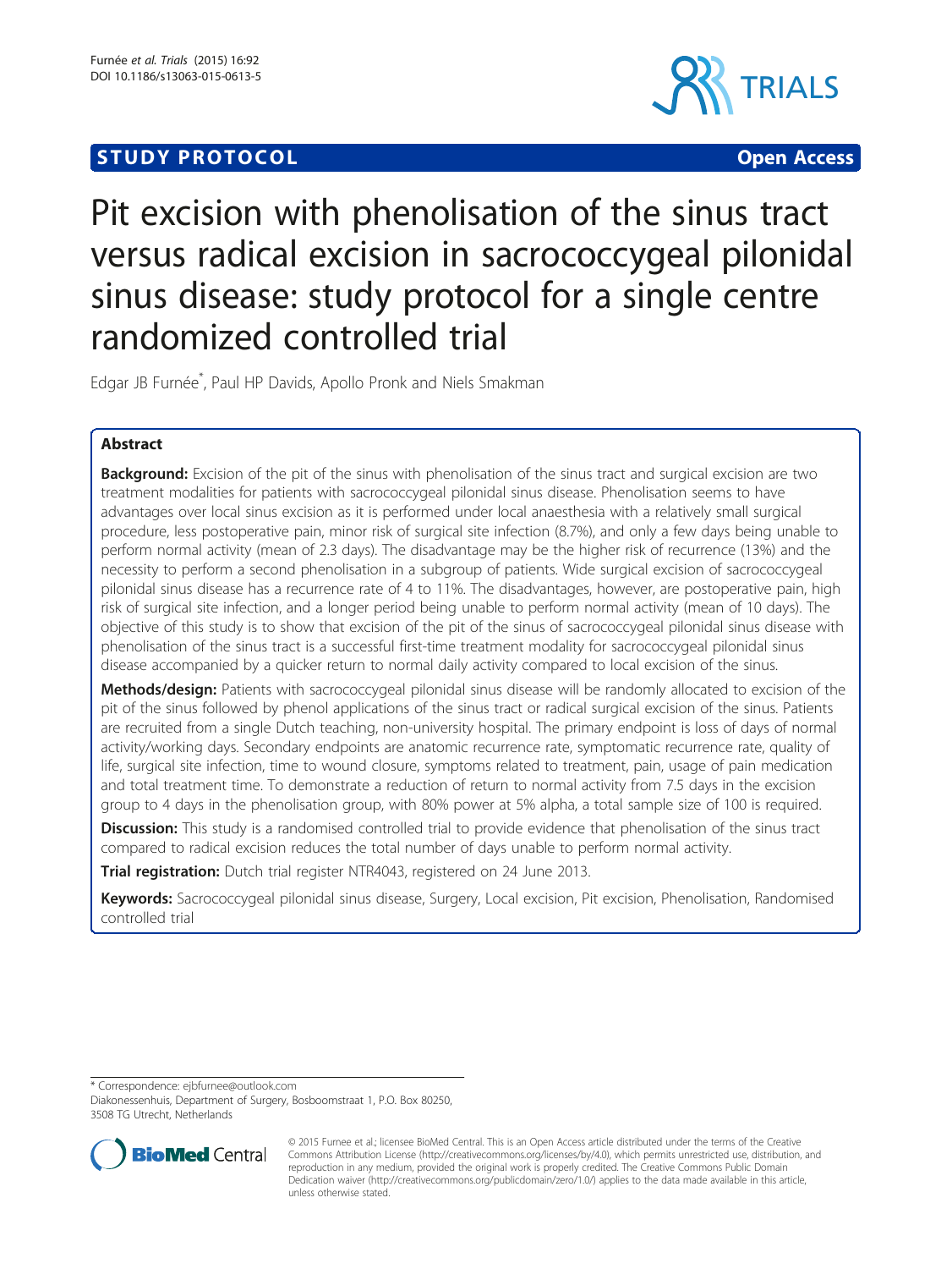STUDY PROTOCOL Open Access

# Pit excision with phenolisation of the sinus tract versus radical excision in sacrococcygeal pilonidal sinus disease: study protocol for a single centre randomized controlled trial

Edgar JB Furnée*, Paul HP Davids, Apollo Pronk and Niels Smakman

## Abstract

**Background:** Excision of the pit of the sinus with phenolisation of the sinus tract and surgical excision are two treatment modalities for patients with sacrococcygeal pilonidal sinus disease. Phenolisation seems to have advantages over local sinus excision as it is performed under local anaesthesia with a relatively small surgical procedure, less postoperative pain, minor risk of surgical site infection (8.7%), and only a few days being unable to perform normal activity (mean of 2.3 days). The disadvantage may be the higher risk of recurrence (13%) and the necessity to perform a second phenolisation in a subgroup of patients. Wide surgical excision of sacrococcygeal pilonidal sinus disease has a recurrence rate of 4 to 11%. The disadvantages, however, are postoperative pain, high risk of surgical site infection, and a longer period being unable to perform normal activity (mean of 10 days). The objective of this study is to show that excision of the pit of the sinus of sacrococcygeal pilonidal sinus disease with phenolisation of the sinus tract is a successful first-time treatment modality for sacrococcygeal pilonidal sinus disease accompanied by a quicker return to normal daily activity compared to local excision of the sinus.

**Methods/design:** Patients with sacrococcygeal pilonidal sinus disease will be randomly allocated to excision of the pit of the sinus followed by phenol applications of the sinus tract or radical surgical excision of the sinus. Patients are recruited from a single Dutch teaching, non-university hospital. The primary endpoint is loss of days of normal activity/working days. Secondary endpoints are anatomic recurrence rate, symptomatic recurrence rate, quality of life, surgical site infection, time to wound closure, symptoms related to treatment, pain, usage of pain medication and total treatment time. To demonstrate a reduction of return to normal activity from 7.5 days in the excision group to 4 days in the phenolisation group, with 80% power at 5% alpha, a total sample size of 100 is required.

**Discussion:** This study is a randomised controlled trial to provide evidence that phenolisation of the sinus tract compared to radical excision reduces the total number of days unable to perform normal activity.

**Trial registration:** Dutch trial register NTR4043, registered on 24 June 2013.

**Keywords:** Sacrococcygeal pilonidal sinus disease, Surgery, Local excision, Pit excision, Phenolisation, Randomised controlled trial

* Correspondence: ejbfurnee@outlook.com
Diakonessenhuis, Department of Surgery, Bosboomstraat 1, P.O. Box 80250, 3508 TG Utrecht, Netherlands

© 2015 Furnee et al.; licensee BioMed Central. This is an Open Access article distributed under the terms of the Creative Commons Attribution License (http://creativecommons.org/licenses/by/4.0), which permits unrestricted use, distribution, and reproduction in any medium, provided the original work is properly credited. The Creative Commons Public Domain Dedication waiver (http://creativecommons.org/publicdomain/zero/1.0/) applies to the data made available in this article, unless otherwise stated.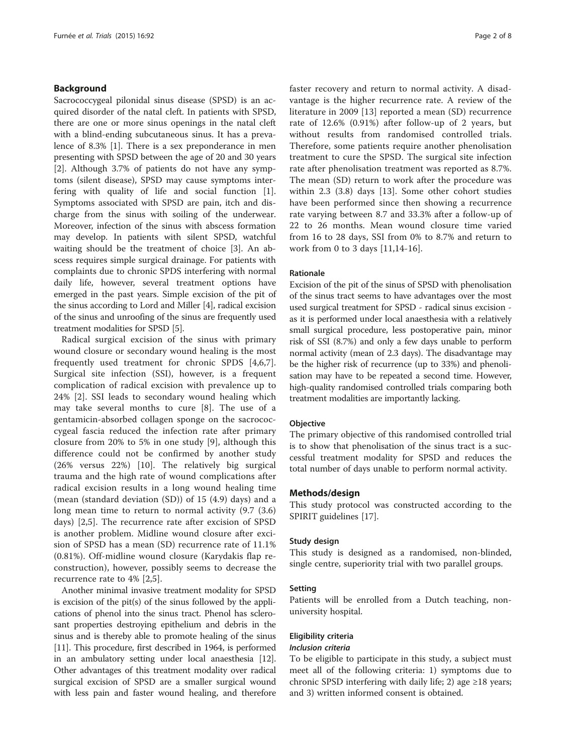## Background

Sacrococcygeal pilonidal sinus disease (SPSD) is an acquired disorder of the natal cleft. In patients with SPSD, there are one or more sinus openings in the natal cleft with a blind-ending subcutaneous sinus. It has a prevalence of 8.3% [1]. There is a sex preponderance in men presenting with SPSD between the age of 20 and 30 years [2]. Although 3.7% of patients do not have any symptoms (silent disease), SPSD may cause symptoms interfering with quality of life and social function [1]. Symptoms associated with SPSD are pain, itch and discharge from the sinus with soiling of the underwear. Moreover, infection of the sinus with abscess formation may develop. In patients with silent SPSD, watchful waiting should be the treatment of choice [3]. An abscess requires simple surgical drainage. For patients with complaints due to chronic SPDS interfering with normal daily life, however, several treatment options have emerged in the past years. Simple excision of the pit of the sinus according to Lord and Miller [4], radical excision of the sinus and unroofing of the sinus are frequently used treatment modalities for SPSD [5].

Radical surgical excision of the sinus with primary wound closure or secondary wound healing is the most frequently used treatment for chronic SPDS [4,6,7]. Surgical site infection (SSI), however, is a frequent complication of radical excision with prevalence up to 24% [2]. SSI leads to secondary wound healing which may take several months to cure [8]. The use of a gentamicin-absorbed collagen sponge on the sacrococcygeal fascia reduced the infection rate after primary closure from 20% to 5% in one study [9], although this difference could not be confirmed by another study (26% versus 22%) [10]. The relatively big surgical trauma and the high rate of wound complications after radical excision results in a long wound healing time (mean (standard deviation (SD)) of 15 (4.9) days) and a long mean time to return to normal activity (9.7 (3.6) days) [2,5]. The recurrence rate after excision of SPSD is another problem. Midline wound closure after excision of SPSD has a mean (SD) recurrence rate of 11.1% (0.81%). Off-midline wound closure (Karydakis flap reconstruction), however, possibly seems to decrease the recurrence rate to 4% [2,5].

Another minimal invasive treatment modality for SPSD is excision of the pit(s) of the sinus followed by the applications of phenol into the sinus tract. Phenol has sclerosant properties destroying epithelium and debris in the sinus and is thereby able to promote healing of the sinus [11]. This procedure, first described in 1964, is performed in an ambulatory setting under local anaesthesia [12]. Other advantages of this treatment modality over radical surgical excision of SPSD are a smaller surgical wound with less pain and faster wound healing, and therefore faster recovery and return to normal activity. A disadvantage is the higher recurrence rate. A review of the literature in 2009 [13] reported a mean (SD) recurrence rate of 12.6% (0.91%) after follow-up of 2 years, but without results from randomised controlled trials. Therefore, some patients require another phenolisation treatment to cure the SPSD. The surgical site infection rate after phenolisation treatment was reported as 8.7%. The mean (SD) return to work after the procedure was within 2.3 (3.8) days [13]. Some other cohort studies have been performed since then showing a recurrence rate varying between 8.7 and 33.3% after a follow-up of 22 to 26 months. Mean wound closure time varied from 16 to 28 days, SSI from 0% to 8.7% and return to work from 0 to 3 days [11,14-16].

### Rationale

Excision of the pit of the sinus of SPSD with phenolisation of the sinus tract seems to have advantages over the most used surgical treatment for SPSD - radical sinus excision - as it is performed under local anaesthesia with a relatively small surgical procedure, less postoperative pain, minor risk of SSI (8.7%) and only a few days unable to perform normal activity (mean of 2.3 days). The disadvantage may be the higher risk of recurrence (up to 33%) and phenolisation may have to be repeated a second time. However, high-quality randomised controlled trials comparing both treatment modalities are importantly lacking.

### Objective

The primary objective of this randomised controlled trial is to show that phenolisation of the sinus tract is a successful treatment modality for SPSD and reduces the total number of days unable to perform normal activity.

## Methods/design

This study protocol was constructed according to the SPIRIT guidelines [17].

### Study design

This study is designed as a randomised, non-blinded, single centre, superiority trial with two parallel groups.

### Setting

Patients will be enrolled from a Dutch teaching, non-university hospital.

### Eligibility criteria

#### *Inclusion criteria*

To be eligible to participate in this study, a subject must meet all of the following criteria: 1) symptoms due to chronic SPSD interfering with daily life; 2) age ≥18 years; and 3) written informed consent is obtained.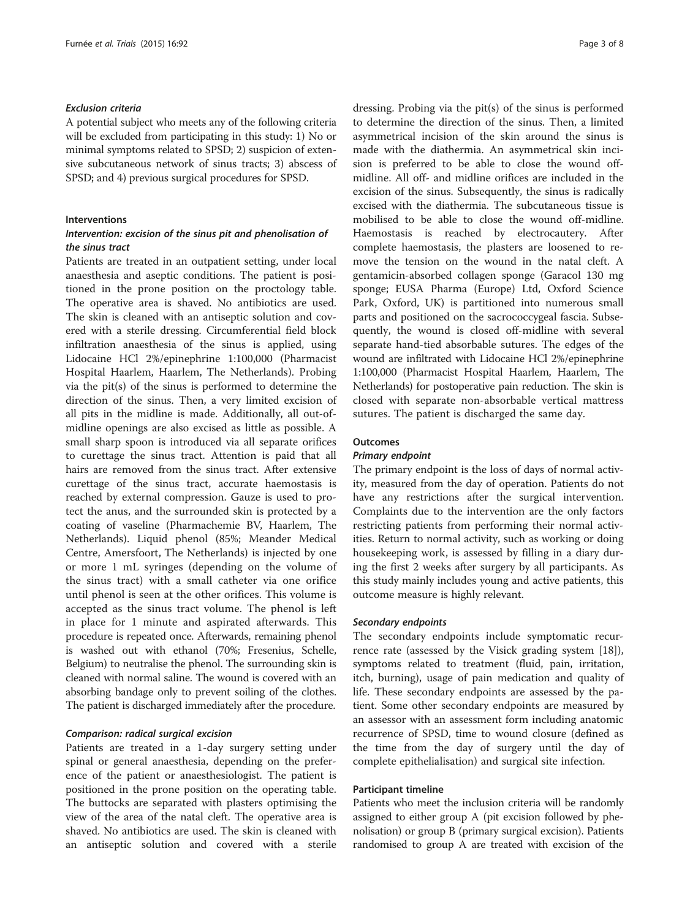#### Exclusion criteria

A potential subject who meets any of the following criteria will be excluded from participating in this study: 1) No or minimal symptoms related to SPSD; 2) suspicion of extensive subcutaneous network of sinus tracts; 3) abscess of SPSD; and 4) previous surgical procedures for SPSD.

### Interventions

#### Intervention: excision of the sinus pit and phenolisation of the sinus tract

Patients are treated in an outpatient setting, under local anaesthesia and aseptic conditions. The patient is positioned in the prone position on the proctology table. The operative area is shaved. No antibiotics are used. The skin is cleaned with an antiseptic solution and covered with a sterile dressing. Circumferential field block infiltration anaesthesia of the sinus is applied, using Lidocaine HCl 2%/epinephrine 1:100,000 (Pharmacist Hospital Haarlem, Haarlem, The Netherlands). Probing via the pit(s) of the sinus is performed to determine the direction of the sinus. Then, a very limited excision of all pits in the midline is made. Additionally, all out-of-midline openings are also excised as little as possible. A small sharp spoon is introduced via all separate orifices to curettage the sinus tract. Attention is paid that all hairs are removed from the sinus tract. After extensive curettage of the sinus tract, accurate haemostasis is reached by external compression. Gauze is used to protect the anus, and the surrounded skin is protected by a coating of vaseline (Pharmachemie BV, Haarlem, The Netherlands). Liquid phenol (85%; Meander Medical Centre, Amersfoort, The Netherlands) is injected by one or more 1 mL syringes (depending on the volume of the sinus tract) with a small catheter via one orifice until phenol is seen at the other orifices. This volume is accepted as the sinus tract volume. The phenol is left in place for 1 minute and aspirated afterwards. This procedure is repeated once. Afterwards, remaining phenol is washed out with ethanol (70%; Fresenius, Schelle, Belgium) to neutralise the phenol. The surrounding skin is cleaned with normal saline. The wound is covered with an absorbing bandage only to prevent soiling of the clothes. The patient is discharged immediately after the procedure.

#### Comparison: radical surgical excision

Patients are treated in a 1-day surgery setting under spinal or general anaesthesia, depending on the preference of the patient or anaesthesiologist. The patient is positioned in the prone position on the operating table. The buttocks are separated with plasters optimising the view of the area of the natal cleft. The operative area is shaved. No antibiotics are used. The skin is cleaned with an antiseptic solution and covered with a sterile dressing. Probing via the pit(s) of the sinus is performed to determine the direction of the sinus. Then, a limited asymmetrical incision of the skin around the sinus is made with the diathermia. An asymmetrical skin incision is preferred to be able to close the wound off-midline. All off- and midline orifices are included in the excision of the sinus. Subsequently, the sinus is radically excised with the diathermia. The subcutaneous tissue is mobilised to be able to close the wound off-midline. Haemostasis is reached by electrocautery. After complete haemostasis, the plasters are loosened to remove the tension on the wound in the natal cleft. A gentamicin-absorbed collagen sponge (Garacol 130 mg sponge; EUSA Pharma (Europe) Ltd, Oxford Science Park, Oxford, UK) is partitioned into numerous small parts and positioned on the sacrococcygeal fascia. Subsequently, the wound is closed off-midline with several separate hand-tied absorbable sutures. The edges of the wound are infiltrated with Lidocaine HCl 2%/epinephrine 1:100,000 (Pharmacist Hospital Haarlem, Haarlem, The Netherlands) for postoperative pain reduction. The skin is closed with separate non-absorbable vertical mattress sutures. The patient is discharged the same day.

### Outcomes

#### Primary endpoint

The primary endpoint is the loss of days of normal activity, measured from the day of operation. Patients do not have any restrictions after the surgical intervention. Complaints due to the intervention are the only factors restricting patients from performing their normal activities. Return to normal activity, such as working or doing housekeeping work, is assessed by filling in a diary during the first 2 weeks after surgery by all participants. As this study mainly includes young and active patients, this outcome measure is highly relevant.

#### Secondary endpoints

The secondary endpoints include symptomatic recurrence rate (assessed by the Visick grading system [18]), symptoms related to treatment (fluid, pain, irritation, itch, burning), usage of pain medication and quality of life. These secondary endpoints are assessed by the patient. Some other secondary endpoints are measured by an assessor with an assessment form including anatomic recurrence of SPSD, time to wound closure (defined as the time from the day of surgery until the day of complete epithelialisation) and surgical site infection.

### Participant timeline

Patients who meet the inclusion criteria will be randomly assigned to either group A (pit excision followed by phenolisation) or group B (primary surgical excision). Patients randomised to group A are treated with excision of the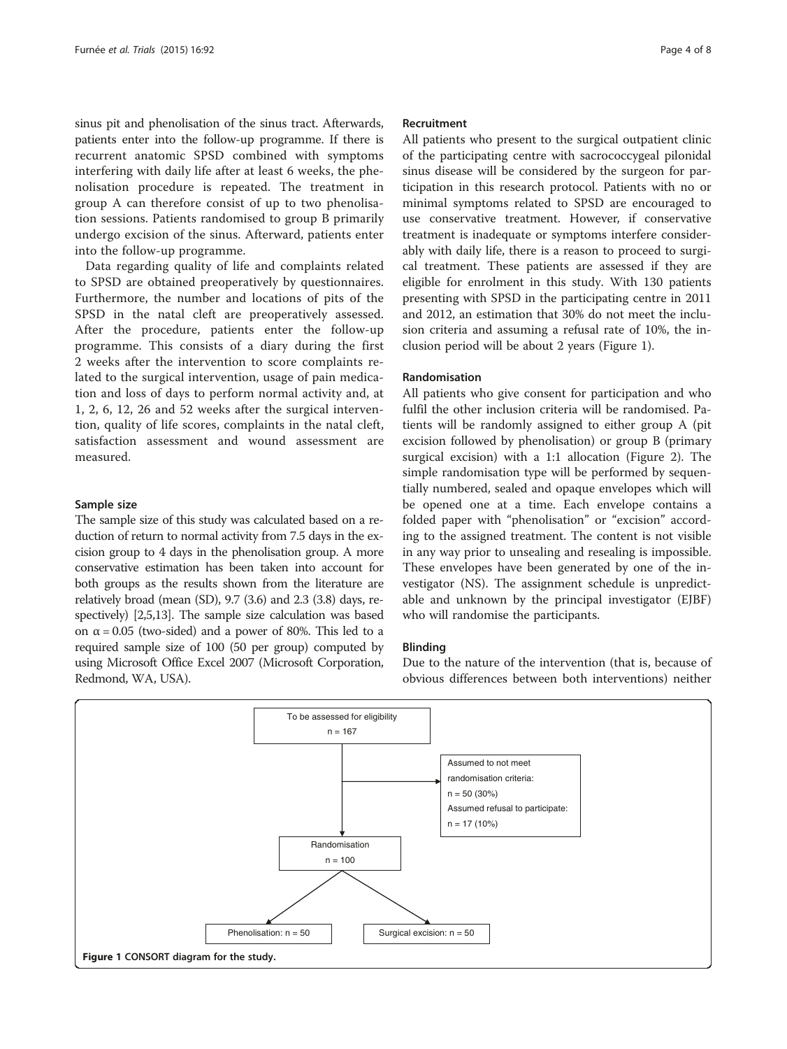sinus pit and phenolisation of the sinus tract. Afterwards, patients enter into the follow-up programme. If there is recurrent anatomic SPSD combined with symptoms interfering with daily life after at least 6 weeks, the phenolisation procedure is repeated. The treatment in group A can therefore consist of up to two phenolisation sessions. Patients randomised to group B primarily undergo excision of the sinus. Afterward, patients enter into the follow-up programme.

Data regarding quality of life and complaints related to SPSD are obtained preoperatively by questionnaires. Furthermore, the number and locations of pits of the SPSD in the natal cleft are preoperatively assessed. After the procedure, patients enter the follow-up programme. This consists of a diary during the first 2 weeks after the intervention to score complaints related to the surgical intervention, usage of pain medication and loss of days to perform normal activity and, at 1, 2, 6, 12, 26 and 52 weeks after the surgical intervention, quality of life scores, complaints in the natal cleft, satisfaction assessment and wound assessment are measured.

### Sample size

The sample size of this study was calculated based on a reduction of return to normal activity from 7.5 days in the excision group to 4 days in the phenolisation group. A more conservative estimation has been taken into account for both groups as the results shown from the literature are relatively broad (mean (SD), 9.7 (3.6) and 2.3 (3.8) days, respectively) [2,5,13]. The sample size calculation was based on $\alpha = 0.05$ (two-sided) and a power of 80%. This led to a required sample size of 100 (50 per group) computed by using Microsoft Office Excel 2007 (Microsoft Corporation, Redmond, WA, USA).

### Recruitment

All patients who present to the surgical outpatient clinic of the participating centre with sacrococcygeal pilonidal sinus disease will be considered by the surgeon for participation in this research protocol. Patients with no or minimal symptoms related to SPSD are encouraged to use conservative treatment. However, if conservative treatment is inadequate or symptoms interfere considerably with daily life, there is a reason to proceed to surgical treatment. These patients are assessed if they are eligible for enrolment in this study. With 130 patients presenting with SPSD in the participating centre in 2011 and 2012, an estimation that 30% do not meet the inclusion criteria and assuming a refusal rate of 10%, the inclusion period will be about 2 years (Figure 1).

### Randomisation

All patients who give consent for participation and who fulfil the other inclusion criteria will be randomised. Patients will be randomly assigned to either group A (pit excision followed by phenolisation) or group B (primary surgical excision) with a 1:1 allocation (Figure 2). The simple randomisation type will be performed by sequentially numbered, sealed and opaque envelopes which will be opened one at a time. Each envelope contains a folded paper with "phenolisation" or "excision" according to the assigned treatment. The content is not visible in any way prior to unsealing and resealing is impossible. These envelopes have been generated by one of the investigator (NS). The assignment schedule is unpredictable and unknown by the principal investigator (EJBF) who will randomise the participants.

### Blinding

Due to the nature of the intervention (that is, because of obvious differences between both interventions) neither

To be assessed for eligibility
n = 167

Assumed to not meet randomisation criteria: n = 50 (30%)
Assumed refusal to participate: n = 17 (10%)

Randomisation
n = 100

Phenolisation: n = 50

Surgical excision: n = 50

**Figure 1 CONSORT diagram for the study.**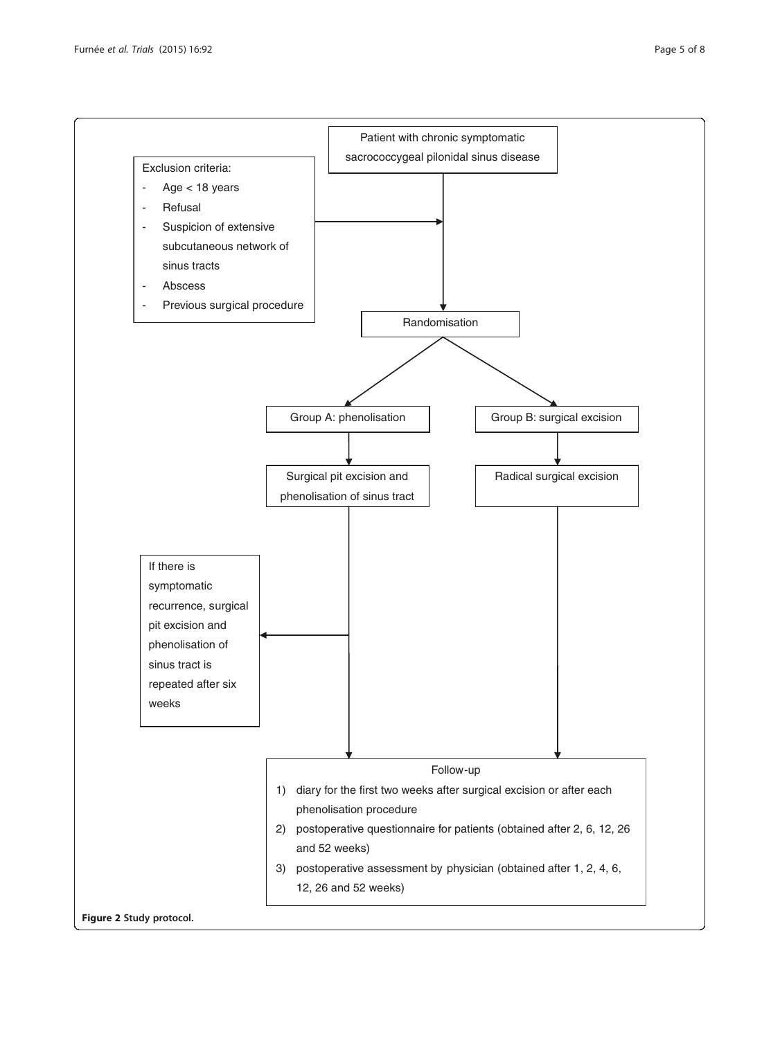Patient with chronic symptomatic sacrococcygeal pilonidal sinus disease

Exclusion criteria:

- Age < 18 years
- Refusal
- Suspicion of extensive subcutaneous network of sinus tracts
- Abscess
- Previous surgical procedure

Randomisation

Group A: phenolisation

Surgical pit excision and phenolisation of sinus tract

If there is symptomatic recurrence, surgical pit excision and phenolisation of sinus tract is repeated after six weeks

Group B: surgical excision

Radical surgical excision

Follow-up

1) diary for the first two weeks after surgical excision or after each phenolisation procedure
2) postoperative questionnaire for patients (obtained after 2, 6, 12, 26 and 52 weeks)
3) postoperative assessment by physician (obtained after 1, 2, 4, 6, 12, 26 and 52 weeks)

**Figure 2 Study protocol.**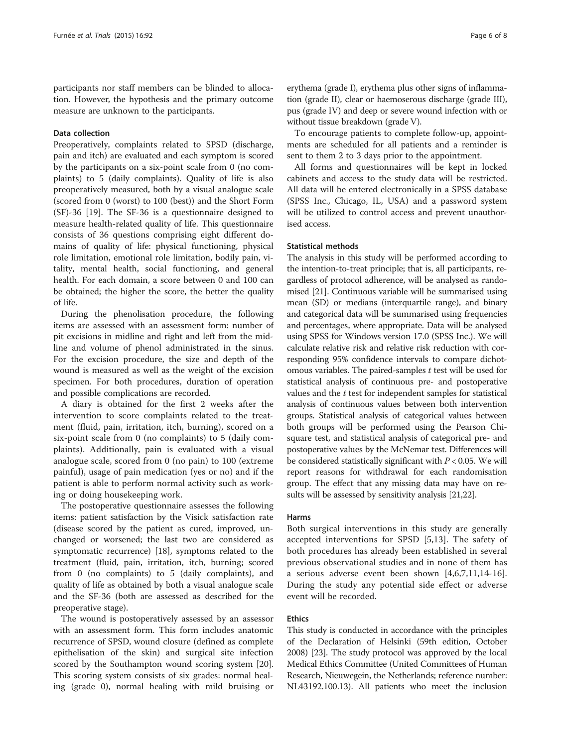participants nor staff members can be blinded to allocation. However, the hypothesis and the primary outcome measure are unknown to the participants.

### Data collection

Preoperatively, complaints related to SPSD (discharge, pain and itch) are evaluated and each symptom is scored by the participants on a six-point scale from 0 (no complaints) to 5 (daily complaints). Quality of life is also preoperatively measured, both by a visual analogue scale (scored from 0 (worst) to 100 (best)) and the Short Form (SF)-36 [19]. The SF-36 is a questionnaire designed to measure health-related quality of life. This questionnaire consists of 36 questions comprising eight different domains of quality of life: physical functioning, physical role limitation, emotional role limitation, bodily pain, vitality, mental health, social functioning, and general health. For each domain, a score between 0 and 100 can be obtained; the higher the score, the better the quality of life.

During the phenolisation procedure, the following items are assessed with an assessment form: number of pit excisions in midline and right and left from the midline and volume of phenol administrated in the sinus. For the excision procedure, the size and depth of the wound is measured as well as the weight of the excision specimen. For both procedures, duration of operation and possible complications are recorded.

A diary is obtained for the first 2 weeks after the intervention to score complaints related to the treatment (fluid, pain, irritation, itch, burning), scored on a six-point scale from 0 (no complaints) to 5 (daily complaints). Additionally, pain is evaluated with a visual analogue scale, scored from 0 (no pain) to 100 (extreme painful), usage of pain medication (yes or no) and if the patient is able to perform normal activity such as working or doing housekeeping work.

The postoperative questionnaire assesses the following items: patient satisfaction by the Visick satisfaction rate (disease scored by the patient as cured, improved, unchanged or worsened; the last two are considered as symptomatic recurrence) [18], symptoms related to the treatment (fluid, pain, irritation, itch, burning; scored from 0 (no complaints) to 5 (daily complaints), and quality of life as obtained by both a visual analogue scale and the SF-36 (both are assessed as described for the preoperative stage).

The wound is postoperatively assessed by an assessor with an assessment form. This form includes anatomic recurrence of SPSD, wound closure (defined as complete epithelisation of the skin) and surgical site infection scored by the Southampton wound scoring system [20]. This scoring system consists of six grades: normal healing (grade 0), normal healing with mild bruising or erythema (grade I), erythema plus other signs of inflammation (grade II), clear or haemoserous discharge (grade III), pus (grade IV) and deep or severe wound infection with or without tissue breakdown (grade V).

To encourage patients to complete follow-up, appointments are scheduled for all patients and a reminder is sent to them 2 to 3 days prior to the appointment.

All forms and questionnaires will be kept in locked cabinets and access to the study data will be restricted. All data will be entered electronically in a SPSS database (SPSS Inc., Chicago, IL, USA) and a password system will be utilized to control access and prevent unauthorised access.

### Statistical methods

The analysis in this study will be performed according to the intention-to-treat principle; that is, all participants, regardless of protocol adherence, will be analysed as randomised [21]. Continuous variable will be summarised using mean (SD) or medians (interquartile range), and binary and categorical data will be summarised using frequencies and percentages, where appropriate. Data will be analysed using SPSS for Windows version 17.0 (SPSS Inc.). We will calculate relative risk and relative risk reduction with corresponding 95% confidence intervals to compare dichotomous variables. The paired-samples *t* test will be used for statistical analysis of continuous pre- and postoperative values and the *t* test for independent samples for statistical analysis of continuous values between both intervention groups. Statistical analysis of categorical values between both groups will be performed using the Pearson Chi-square test, and statistical analysis of categorical pre- and postoperative values by the McNemar test. Differences will be considered statistically significant with $P < 0.05$. We will report reasons for withdrawal for each randomisation group. The effect that any missing data may have on results will be assessed by sensitivity analysis [21,22].

### Harms

Both surgical interventions in this study are generally accepted interventions for SPSD [5,13]. The safety of both procedures has already been established in several previous observational studies and in none of them has a serious adverse event been shown [4,6,7,11,14-16]. During the study any potential side effect or adverse event will be recorded.

### Ethics

This study is conducted in accordance with the principles of the Declaration of Helsinki (59th edition, October 2008) [23]. The study protocol was approved by the local Medical Ethics Committee (United Committees of Human Research, Nieuwegein, the Netherlands; reference number: NL43192.100.13). All patients who meet the inclusion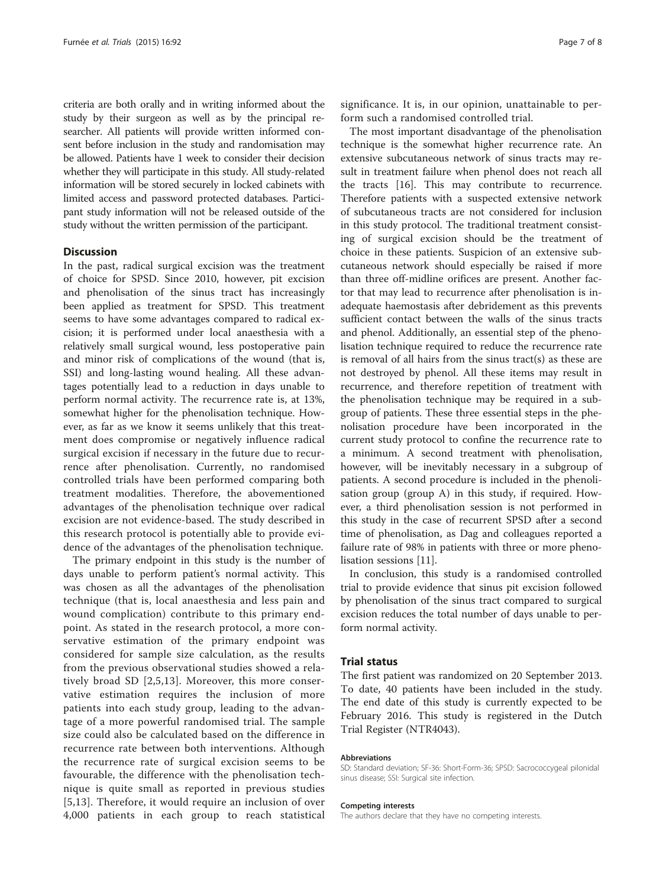criteria are both orally and in writing informed about the study by their surgeon as well as by the principal researcher. All patients will provide written informed consent before inclusion in the study and randomisation may be allowed. Patients have 1 week to consider their decision whether they will participate in this study. All study-related information will be stored securely in locked cabinets with limited access and password protected databases. Participant study information will not be released outside of the study without the written permission of the participant.

## Discussion

In the past, radical surgical excision was the treatment of choice for SPSD. Since 2010, however, pit excision and phenolisation of the sinus tract has increasingly been applied as treatment for SPSD. This treatment seems to have some advantages compared to radical excision; it is performed under local anaesthesia with a relatively small surgical wound, less postoperative pain and minor risk of complications of the wound (that is, SSI) and long-lasting wound healing. All these advantages potentially lead to a reduction in days unable to perform normal activity. The recurrence rate is, at 13%, somewhat higher for the phenolisation technique. However, as far as we know it seems unlikely that this treatment does compromise or negatively influence radical surgical excision if necessary in the future due to recurrence after phenolisation. Currently, no randomised controlled trials have been performed comparing both treatment modalities. Therefore, the abovementioned advantages of the phenolisation technique over radical excision are not evidence-based. The study described in this research protocol is potentially able to provide evidence of the advantages of the phenolisation technique.

The primary endpoint in this study is the number of days unable to perform patient's normal activity. This was chosen as all the advantages of the phenolisation technique (that is, local anaesthesia and less pain and wound complication) contribute to this primary endpoint. As stated in the research protocol, a more conservative estimation of the primary endpoint was considered for sample size calculation, as the results from the previous observational studies showed a relatively broad SD [2,5,13]. Moreover, this more conservative estimation requires the inclusion of more patients into each study group, leading to the advantage of a more powerful randomised trial. The sample size could also be calculated based on the difference in recurrence rate between both interventions. Although the recurrence rate of surgical excision seems to be favourable, the difference with the phenolisation technique is quite small as reported in previous studies [5,13]. Therefore, it would require an inclusion of over 4,000 patients in each group to reach statistical significance. It is, in our opinion, unattainable to perform such a randomised controlled trial.

The most important disadvantage of the phenolisation technique is the somewhat higher recurrence rate. An extensive subcutaneous network of sinus tracts may result in treatment failure when phenol does not reach all the tracts [16]. This may contribute to recurrence. Therefore patients with a suspected extensive network of subcutaneous tracts are not considered for inclusion in this study protocol. The traditional treatment consisting of surgical excision should be the treatment of choice in these patients. Suspicion of an extensive subcutaneous network should especially be raised if more than three off-midline orifices are present. Another factor that may lead to recurrence after phenolisation is inadequate haemostasis after debridement as this prevents sufficient contact between the walls of the sinus tracts and phenol. Additionally, an essential step of the phenolisation technique required to reduce the recurrence rate is removal of all hairs from the sinus tract(s) as these are not destroyed by phenol. All these items may result in recurrence, and therefore repetition of treatment with the phenolisation technique may be required in a subgroup of patients. These three essential steps in the phenolisation procedure have been incorporated in the current study protocol to confine the recurrence rate to a minimum. A second treatment with phenolisation, however, will be inevitably necessary in a subgroup of patients. A second procedure is included in the phenolisation group (group A) in this study, if required. However, a third phenolisation session is not performed in this study in the case of recurrent SPSD after a second time of phenolisation, as Dag and colleagues reported a failure rate of 98% in patients with three or more phenolisation sessions [11].

In conclusion, this study is a randomised controlled trial to provide evidence that sinus pit excision followed by phenolisation of the sinus tract compared to surgical excision reduces the total number of days unable to perform normal activity.

## Trial status

The first patient was randomized on 20 September 2013. To date, 40 patients have been included in the study. The end date of this study is currently expected to be February 2016. This study is registered in the Dutch Trial Register (NTR4043).

#### Abbreviations

SD: Standard deviation; SF-36: Short-Form-36; SPSD: Sacrococcygeal pilonidal sinus disease; SSI: Surgical site infection.

#### Competing interests

The authors declare that they have no competing interests.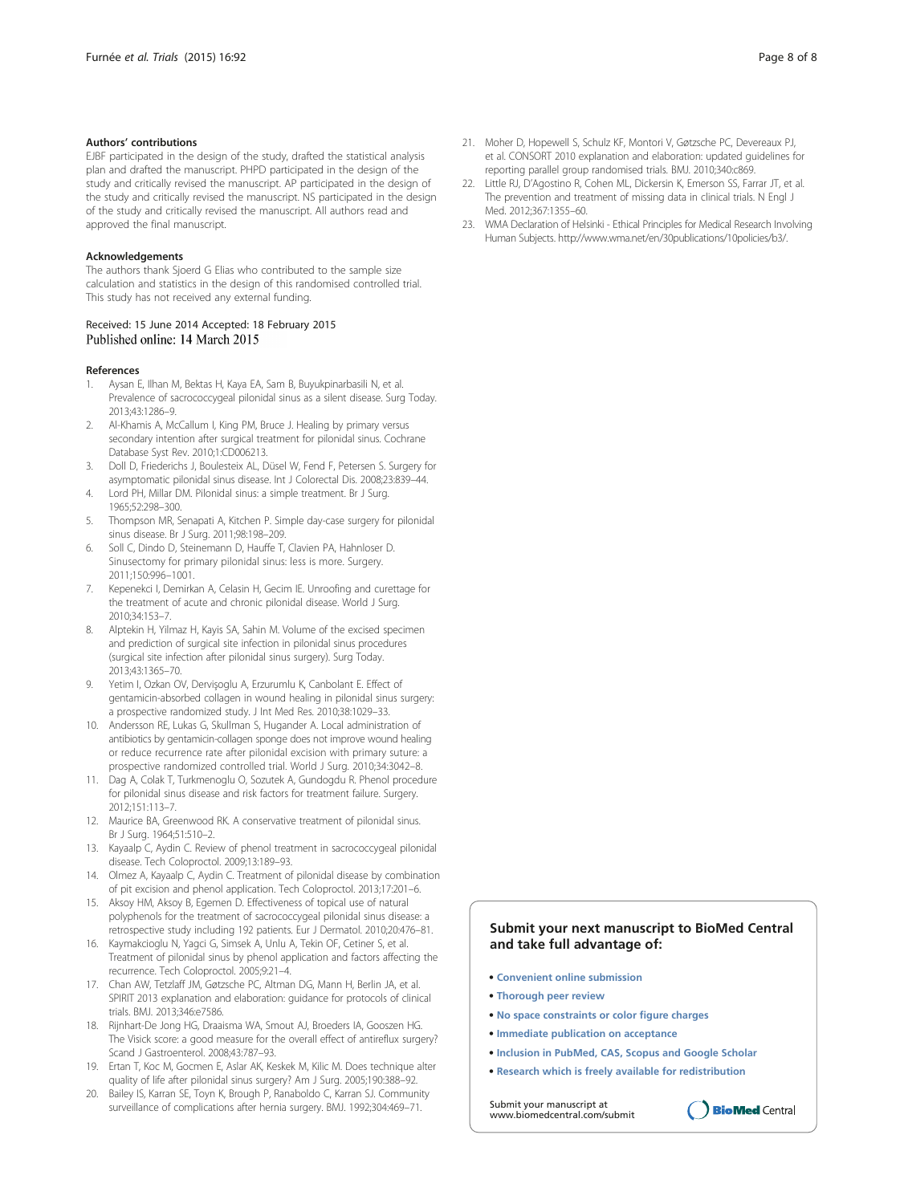### Authors' contributions

EJBF participated in the design of the study, drafted the statistical analysis plan and drafted the manuscript. PHPD participated in the design of the study and critically revised the manuscript. AP participated in the design of the study and critically revised the manuscript. NS participated in the design of the study and critically revised the manuscript. All authors read and approved the final manuscript.

### Acknowledgements

The authors thank Sjoerd G Elias who contributed to the sample size calculation and statistics in the design of this randomised controlled trial. This study has not received any external funding.

Received: 15 June 2014 Accepted: 18 February 2015
Published online: 14 March 2015

### References

1. Aysan E, Ilhan M, Bektas H, Kaya EA, Sam B, Buyukpinarbasili N, et al. Prevalence of sacrococcygeal pilonidal sinus as a silent disease. Surg Today. 2013;43:1286–9.
2. Al-Khamis A, McCallum I, King PM, Bruce J. Healing by primary versus secondary intention after surgical treatment for pilonidal sinus. Cochrane Database Syst Rev. 2010;1:CD006213.
3. Doll D, Friederichs J, Boulesteix AL, Düsel W, Fend F, Petersen S. Surgery for asymptomatic pilonidal sinus disease. Int J Colorectal Dis. 2008;23:839–44.
4. Lord PH, Millar DM. Pilonidal sinus: a simple treatment. Br J Surg. 1965;52:298–300.
5. Thompson MR, Senapati A, Kitchen P. Simple day-case surgery for pilonidal sinus disease. Br J Surg. 2011;98:198–209.
6. Soll C, Dindo D, Steinemann D, Hauffe T, Clavien PA, Hahnloser D. Sinusectomy for primary pilonidal sinus: less is more. Surgery. 2011;150:996–1001.
7. Kepenekci I, Demirkan A, Celasin H, Gecim IE. Unroofing and curettage for the treatment of acute and chronic pilonidal disease. World J Surg. 2010;34:153–7.
8. Alptekin H, Yilmaz H, Kayis SA, Sahin M. Volume of the excised specimen and prediction of surgical site infection in pilonidal sinus procedures (surgical site infection after pilonidal sinus surgery). Surg Today. 2013;43:1365–70.
9. Yetim I, Ozkan OV, Dervişoglu A, Erzurumlu K, Canbolant E. Effect of gentamicin-absorbed collagen in wound healing in pilonidal sinus surgery: a prospective randomized study. J Int Med Res. 2010;38:1029–33.
10. Andersson RE, Lukas G, Skullman S, Hugander A. Local administration of antibiotics by gentamicin-collagen sponge does not improve wound healing or reduce recurrence rate after pilonidal excision with primary suture: a prospective randomized controlled trial. World J Surg. 2010;34:3042–8.
11. Dag A, Colak T, Turkmenoglu O, Sozutek A, Gundogdu R. Phenol procedure for pilonidal sinus disease and risk factors for treatment failure. Surgery. 2012;151:113–7.
12. Maurice BA, Greenwood RK. A conservative treatment of pilonidal sinus. Br J Surg. 1964;51:510–2.
13. Kayaalp C, Aydin C. Review of phenol treatment in sacrococcygeal pilonidal disease. Tech Coloproctol. 2009;13:189–93.
14. Olmez A, Kayaalp C, Aydin C. Treatment of pilonidal disease by combination of pit excision and phenol application. Tech Coloproctol. 2013;17:201–6.
15. Aksoy HM, Aksoy B, Egemen D. Effectiveness of topical use of natural polyphenols for the treatment of sacrococcygeal pilonidal sinus disease: a retrospective study including 192 patients. Eur J Dermatol. 2010;20:476–81.
16. Kaymakcioglu N, Yagci G, Simsek A, Unlu A, Tekin OF, Cetiner S, et al. Treatment of pilonidal sinus by phenol application and factors affecting the recurrence. Tech Coloproctol. 2005;9:21–4.
17. Chan AW, Tetzlaff JM, Gøtzsche PC, Altman DG, Mann H, Berlin JA, et al. SPIRIT 2013 explanation and elaboration: guidance for protocols of clinical trials. BMJ. 2013;346:e7586.
18. Rijnhart-De Jong HG, Draaisma WA, Smout AJ, Broeders IA, Gooszen HG. The Visick score: a good measure for the overall effect of antireflux surgery? Scand J Gastroenterol. 2008;43:787–93.
19. Ertan T, Koc M, Gocmen E, Aslar AK, Keskek M, Kilic M. Does technique alter quality of life after pilonidal sinus surgery? Am J Surg. 2005;190:388–92.
20. Bailey IS, Karran SE, Toyn K, Brough P, Ranaboldo C, Karran SJ. Community surveillance of complications after hernia surgery. BMJ. 1992;304:469–71.
21. Moher D, Hopewell S, Schulz KF, Montori V, Gøtzsche PC, Devereaux PJ, et al. CONSORT 2010 explanation and elaboration: updated guidelines for reporting parallel group randomised trials. BMJ. 2010;340:c869.
22. Little RJ, D'Agostino R, Cohen ML, Dickersin K, Emerson SS, Farrar JT, et al. The prevention and treatment of missing data in clinical trials. N Engl J Med. 2012;367:1355–60.
23. WMA Declaration of Helsinki - Ethical Principles for Medical Research Involving Human Subjects. http://www.wma.net/en/30publications/10policies/b3/.

**Submit your next manuscript to BioMed Central and take full advantage of:**

- **Convenient online submission**
- **Thorough peer review**
- **No space constraints or color figure charges**
- **Immediate publication on acceptance**
- **Inclusion in PubMed, CAS, Scopus and Google Scholar**
- **Research which is freely available for redistribution**

Submit your manuscript at
www.biomedcentral.com/submit

BioMed Central